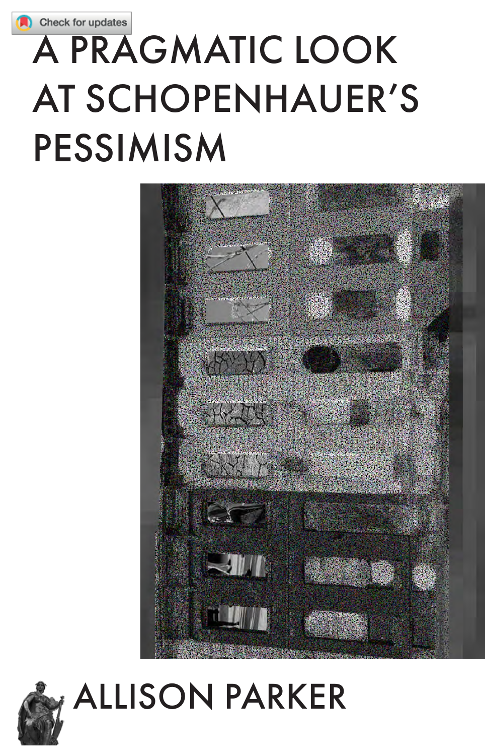# A PRAGMATIC LOOK AT SCHOPENHAUER'S PESSIMISM

ALLISON PARKER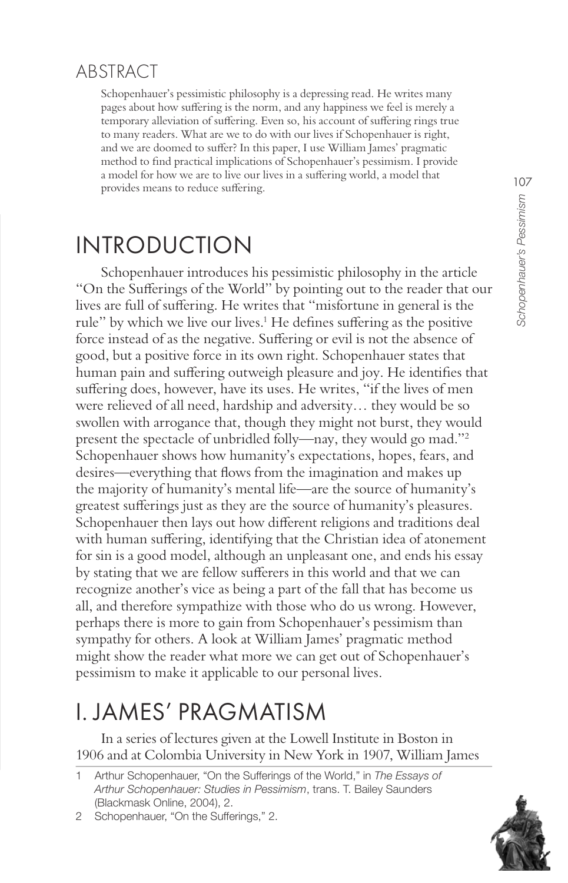## ABSTRACT

Schopenhauer's pessimistic philosophy is a depressing read. He writes many pages about how suffering is the norm, and any happiness we feel is merely a temporary alleviation of suffering. Even so, his account of suffering rings true to many readers. What are we to do with our lives if Schopenhauer is right, and we are doomed to suffer? In this paper, I use William James' pragmatic method to find practical implications of Schopenhauer's pessimism. I provide a model for how we are to live our lives in a suffering world, a model that provides means to reduce suffering.

# INTRODUCTION

Schopenhauer introduces his pessimistic philosophy in the article "On the Sufferings of the World" by pointing out to the reader that our lives are full of suffering. He writes that "misfortune in general is the rule" by which we live our lives.[1] He defines suffering as the positive force instead of as the negative. Suffering or evil is not the absence of good, but a positive force in its own right. Schopenhauer states that human pain and suffering outweigh pleasure and joy. He identifies that suffering does, however, have its uses. He writes, "if the lives of men were relieved of all need, hardship and adversity… they would be so swollen with arrogance that, though they might not burst, they would present the spectacle of unbridled folly—nay, they would go mad."[2] Schopenhauer shows how humanity's expectations, hopes, fears, and desires—everything that flows from the imagination and makes up the majority of humanity's mental life—are the source of humanity's greatest sufferings just as they are the source of humanity's pleasures. Schopenhauer then lays out how different religions and traditions deal with human suffering, identifying that the Christian idea of atonement for sin is a good model, although an unpleasant one, and ends his essay by stating that we are fellow sufferers in this world and that we can recognize another's vice as being a part of the fall that has become us all, and therefore sympathize with those who do us wrong. However, perhaps there is more to gain from Schopenhauer's pessimism than sympathy for others. A look at William James' pragmatic method might show the reader what more we can get out of Schopenhauer's pessimism to make it applicable to our personal lives.

# I. JAMES' PRAGMATISM

In a series of lectures given at the Lowell Institute in Boston in 1906 and at Colombia University in New York in 1907, William James

1 Arthur Schopenhauer, "On the Sufferings of the World," in *The Essays of Arthur Schopenhauer: Studies in Pessimism*, trans. T. Bailey Saunders (Blackmask Online, 2004), 2.

2 Schopenhauer, "On the Sufferings," 2.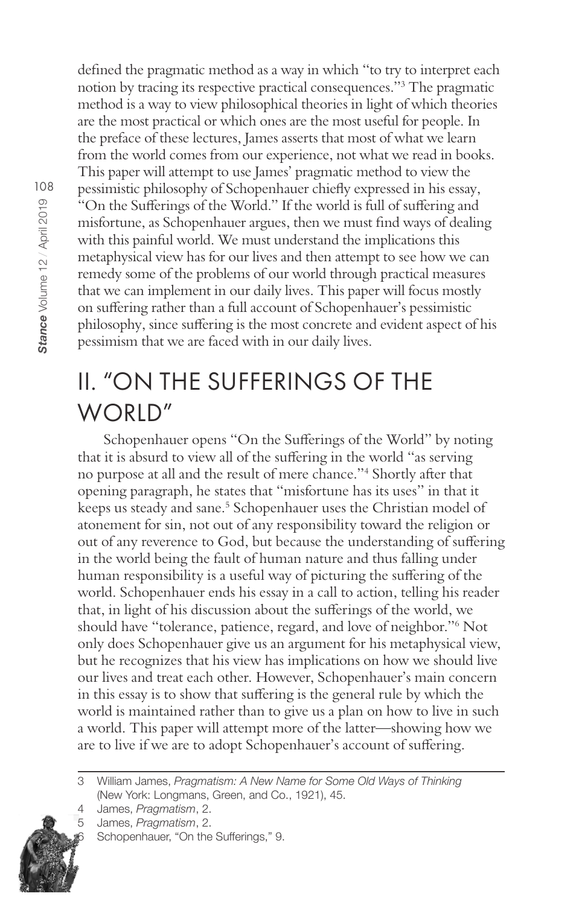defined the pragmatic method as a way in which "to try to interpret each notion by tracing its respective practical consequences."[3] The pragmatic method is a way to view philosophical theories in light of which theories are the most practical or which ones are the most useful for people. In the preface of these lectures, James asserts that most of what we learn from the world comes from our experience, not what we read in books. This paper will attempt to use James' pragmatic method to view the pessimistic philosophy of Schopenhauer chiefly expressed in his essay, "On the Sufferings of the World." If the world is full of suffering and misfortune, as Schopenhauer argues, then we must find ways of dealing with this painful world. We must understand the implications this metaphysical view has for our lives and then attempt to see how we can remedy some of the problems of our world through practical measures that we can implement in our daily lives. This paper will focus mostly on suffering rather than a full account of Schopenhauer's pessimistic philosophy, since suffering is the most concrete and evident aspect of his pessimism that we are faced with in our daily lives.

## II. "ON THE SUFFERINGS OF THE WORLD"

Schopenhauer opens "On the Sufferings of the World" by noting that it is absurd to view all of the suffering in the world "as serving no purpose at all and the result of mere chance."[4] Shortly after that opening paragraph, he states that "misfortune has its uses" in that it keeps us steady and sane.[5] Schopenhauer uses the Christian model of atonement for sin, not out of any responsibility toward the religion or out of any reverence to God, but because the understanding of suffering in the world being the fault of human nature and thus falling under human responsibility is a useful way of picturing the suffering of the world. Schopenhauer ends his essay in a call to action, telling his reader that, in light of his discussion about the sufferings of the world, we should have "tolerance, patience, regard, and love of neighbor."[6] Not only does Schopenhauer give us an argument for his metaphysical view, but he recognizes that his view has implications on how we should live our lives and treat each other. However, Schopenhauer's main concern in this essay is to show that suffering is the general rule by which the world is maintained rather than to give us a plan on how to live in such a world. This paper will attempt more of the latter—showing how we are to live if we are to adopt Schopenhauer's account of suffering.

---

3 William James, *Pragmatism: A New Name for Some Old Ways of Thinking* (New York: Longmans, Green, and Co., 1921), 45.

4 James, *Pragmatism*, 2.

5 James, *Pragmatism*, 2.

6 Schopenhauer, "On the Sufferings," 9.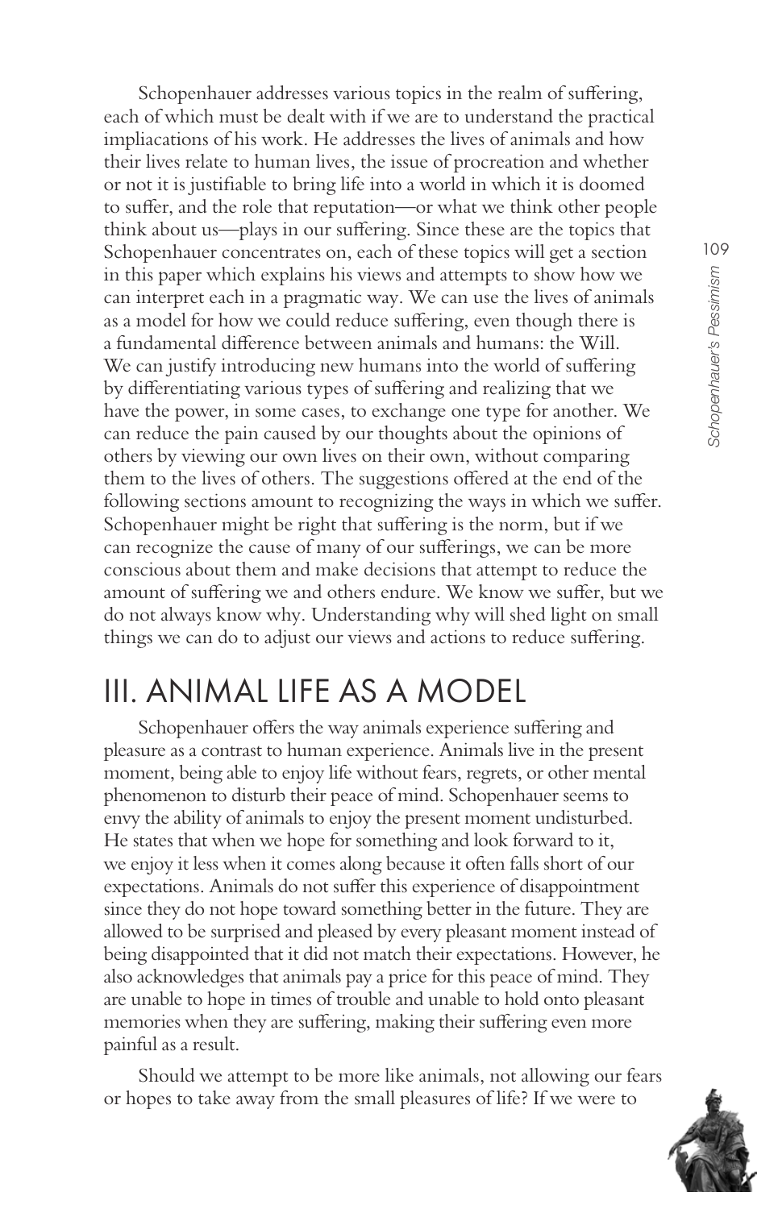Schopenhauer addresses various topics in the realm of suffering, each of which must be dealt with if we are to understand the practical impliacations of his work. He addresses the lives of animals and how their lives relate to human lives, the issue of procreation and whether or not it is justifiable to bring life into a world in which it is doomed to suffer, and the role that reputation—or what we think other people think about us—plays in our suffering. Since these are the topics that Schopenhauer concentrates on, each of these topics will get a section in this paper which explains his views and attempts to show how we can interpret each in a pragmatic way. We can use the lives of animals as a model for how we could reduce suffering, even though there is a fundamental difference between animals and humans: the Will. We can justify introducing new humans into the world of suffering by differentiating various types of suffering and realizing that we have the power, in some cases, to exchange one type for another. We can reduce the pain caused by our thoughts about the opinions of others by viewing our own lives on their own, without comparing them to the lives of others. The suggestions offered at the end of the following sections amount to recognizing the ways in which we suffer. Schopenhauer might be right that suffering is the norm, but if we can recognize the cause of many of our sufferings, we can be more conscious about them and make decisions that attempt to reduce the amount of suffering we and others endure. We know we suffer, but we do not always know why. Understanding why will shed light on small things we can do to adjust our views and actions to reduce suffering.

## III. ANIMAL LIFE AS A MODEL

Schopenhauer offers the way animals experience suffering and pleasure as a contrast to human experience. Animals live in the present moment, being able to enjoy life without fears, regrets, or other mental phenomenon to disturb their peace of mind. Schopenhauer seems to envy the ability of animals to enjoy the present moment undisturbed. He states that when we hope for something and look forward to it, we enjoy it less when it comes along because it often falls short of our expectations. Animals do not suffer this experience of disappointment since they do not hope toward something better in the future. They are allowed to be surprised and pleased by every pleasant moment instead of being disappointed that it did not match their expectations. However, he also acknowledges that animals pay a price for this peace of mind. They are unable to hope in times of trouble and unable to hold onto pleasant memories when they are suffering, making their suffering even more painful as a result.

Should we attempt to be more like animals, not allowing our fears or hopes to take away from the small pleasures of life? If we were to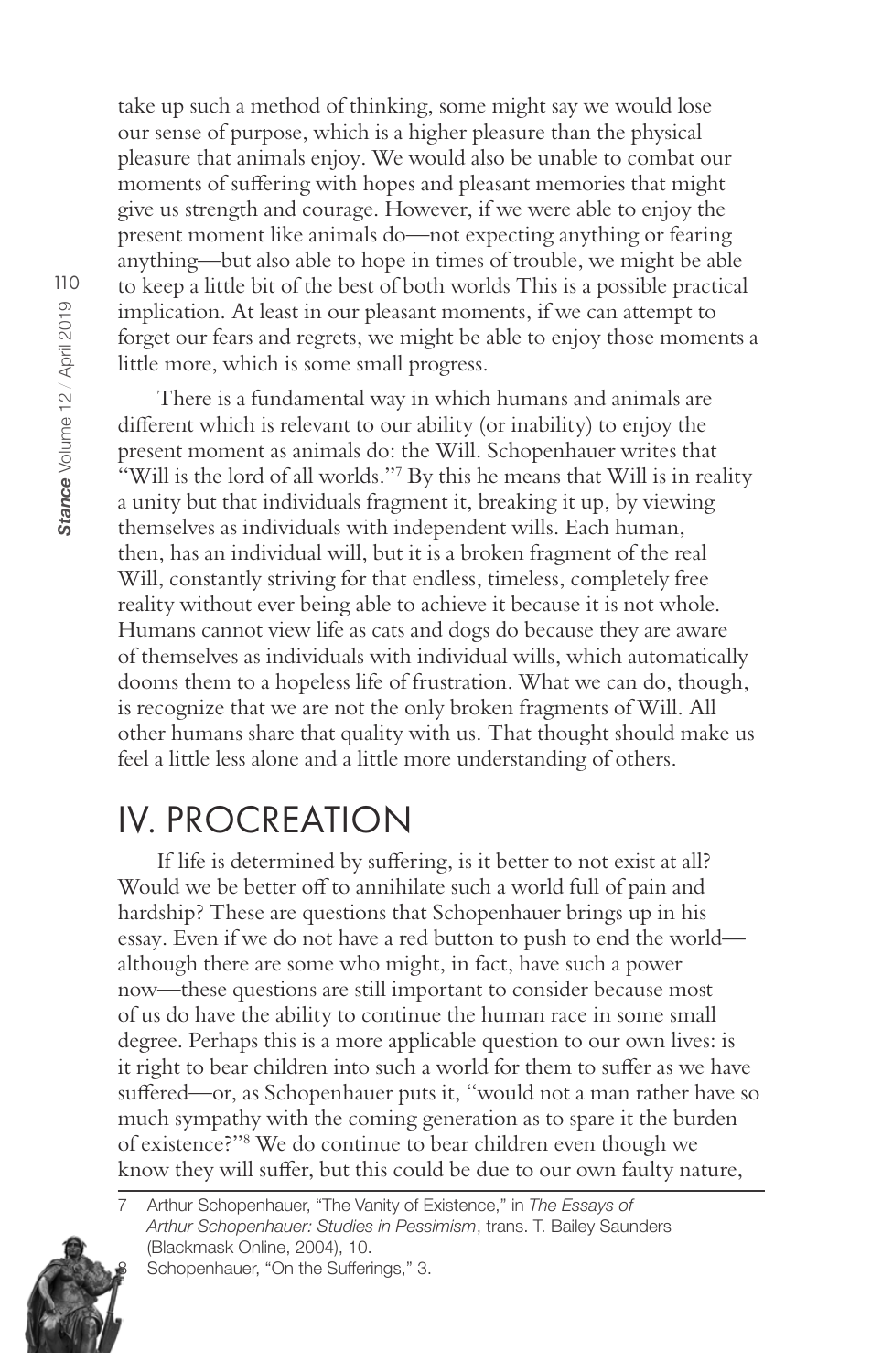take up such a method of thinking, some might say we would lose our sense of purpose, which is a higher pleasure than the physical pleasure that animals enjoy. We would also be unable to combat our moments of suffering with hopes and pleasant memories that might give us strength and courage. However, if we were able to enjoy the present moment like animals do—not expecting anything or fearing anything—but also able to hope in times of trouble, we might be able to keep a little bit of the best of both worlds This is a possible practical implication. At least in our pleasant moments, if we can attempt to forget our fears and regrets, we might be able to enjoy those moments a little more, which is some small progress.

There is a fundamental way in which humans and animals are different which is relevant to our ability (or inability) to enjoy the present moment as animals do: the Will. Schopenhauer writes that "Will is the lord of all worlds."[7] By this he means that Will is in reality a unity but that individuals fragment it, breaking it up, by viewing themselves as individuals with independent wills. Each human, then, has an individual will, but it is a broken fragment of the real Will, constantly striving for that endless, timeless, completely free reality without ever being able to achieve it because it is not whole. Humans cannot view life as cats and dogs do because they are aware of themselves as individuals with individual wills, which automatically dooms them to a hopeless life of frustration. What we can do, though, is recognize that we are not the only broken fragments of Will. All other humans share that quality with us. That thought should make us feel a little less alone and a little more understanding of others.

## IV. PROCREATION

If life is determined by suffering, is it better to not exist at all? Would we be better off to annihilate such a world full of pain and hardship? These are questions that Schopenhauer brings up in his essay. Even if we do not have a red button to push to end the world—although there are some who might, in fact, have such a power now—these questions are still important to consider because most of us do have the ability to continue the human race in some small degree. Perhaps this is a more applicable question to our own lives: is it right to bear children into such a world for them to suffer as we have suffered—or, as Schopenhauer puts it, "would not a man rather have so much sympathy with the coming generation as to spare it the burden of existence?"[8] We do continue to bear children even though we know they will suffer, but this could be due to our own faulty nature,

7 Arthur Schopenhauer, "The Vanity of Existence," in *The Essays of Arthur Schopenhauer: Studies in Pessimism*, trans. T. Bailey Saunders (Blackmask Online, 2004), 10.

8 Schopenhauer, "On the Sufferings," 3.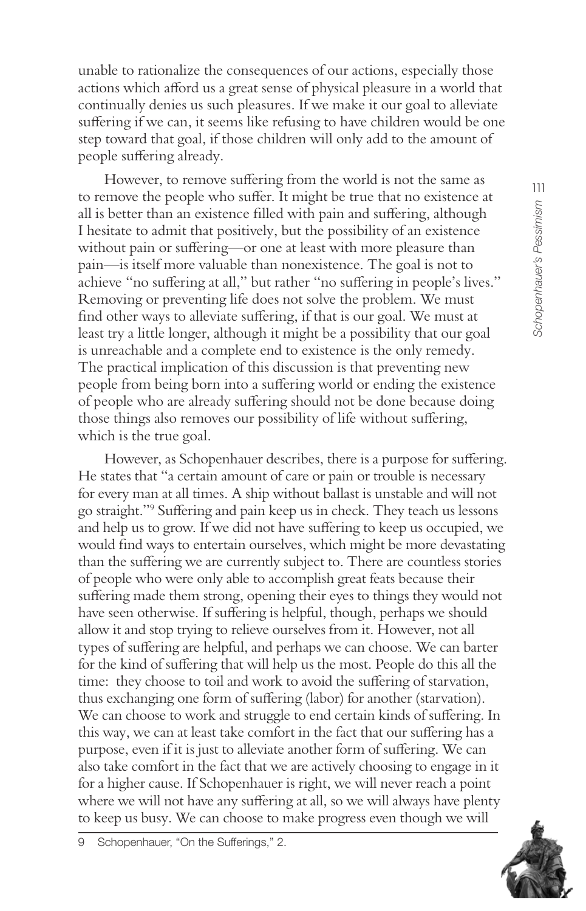unable to rationalize the consequences of our actions, especially those actions which afford us a great sense of physical pleasure in a world that continually denies us such pleasures. If we make it our goal to alleviate suffering if we can, it seems like refusing to have children would be one step toward that goal, if those children will only add to the amount of people suffering already.

However, to remove suffering from the world is not the same as to remove the people who suffer. It might be true that no existence at all is better than an existence filled with pain and suffering, although I hesitate to admit that positively, but the possibility of an existence without pain or suffering—or one at least with more pleasure than pain—is itself more valuable than nonexistence. The goal is not to achieve "no suffering at all," but rather "no suffering in people's lives." Removing or preventing life does not solve the problem. We must find other ways to alleviate suffering, if that is our goal. We must at least try a little longer, although it might be a possibility that our goal is unreachable and a complete end to existence is the only remedy. The practical implication of this discussion is that preventing new people from being born into a suffering world or ending the existence of people who are already suffering should not be done because doing those things also removes our possibility of life without suffering, which is the true goal.

However, as Schopenhauer describes, there is a purpose for suffering. He states that "a certain amount of care or pain or trouble is necessary for every man at all times. A ship without ballast is unstable and will not go straight."[9] Suffering and pain keep us in check. They teach us lessons and help us to grow. If we did not have suffering to keep us occupied, we would find ways to entertain ourselves, which might be more devastating than the suffering we are currently subject to. There are countless stories of people who were only able to accomplish great feats because their suffering made them strong, opening their eyes to things they would not have seen otherwise. If suffering is helpful, though, perhaps we should allow it and stop trying to relieve ourselves from it. However, not all types of suffering are helpful, and perhaps we can choose. We can barter for the kind of suffering that will help us the most. People do this all the time: they choose to toil and work to avoid the suffering of starvation, thus exchanging one form of suffering (labor) for another (starvation). We can choose to work and struggle to end certain kinds of suffering. In this way, we can at least take comfort in the fact that our suffering has a purpose, even if it is just to alleviate another form of suffering. We can also take comfort in the fact that we are actively choosing to engage in it for a higher cause. If Schopenhauer is right, we will never reach a point where we will not have any suffering at all, so we will always have plenty to keep us busy. We can choose to make progress even though we will

---

9 Schopenhauer, "On the Sufferings," 2.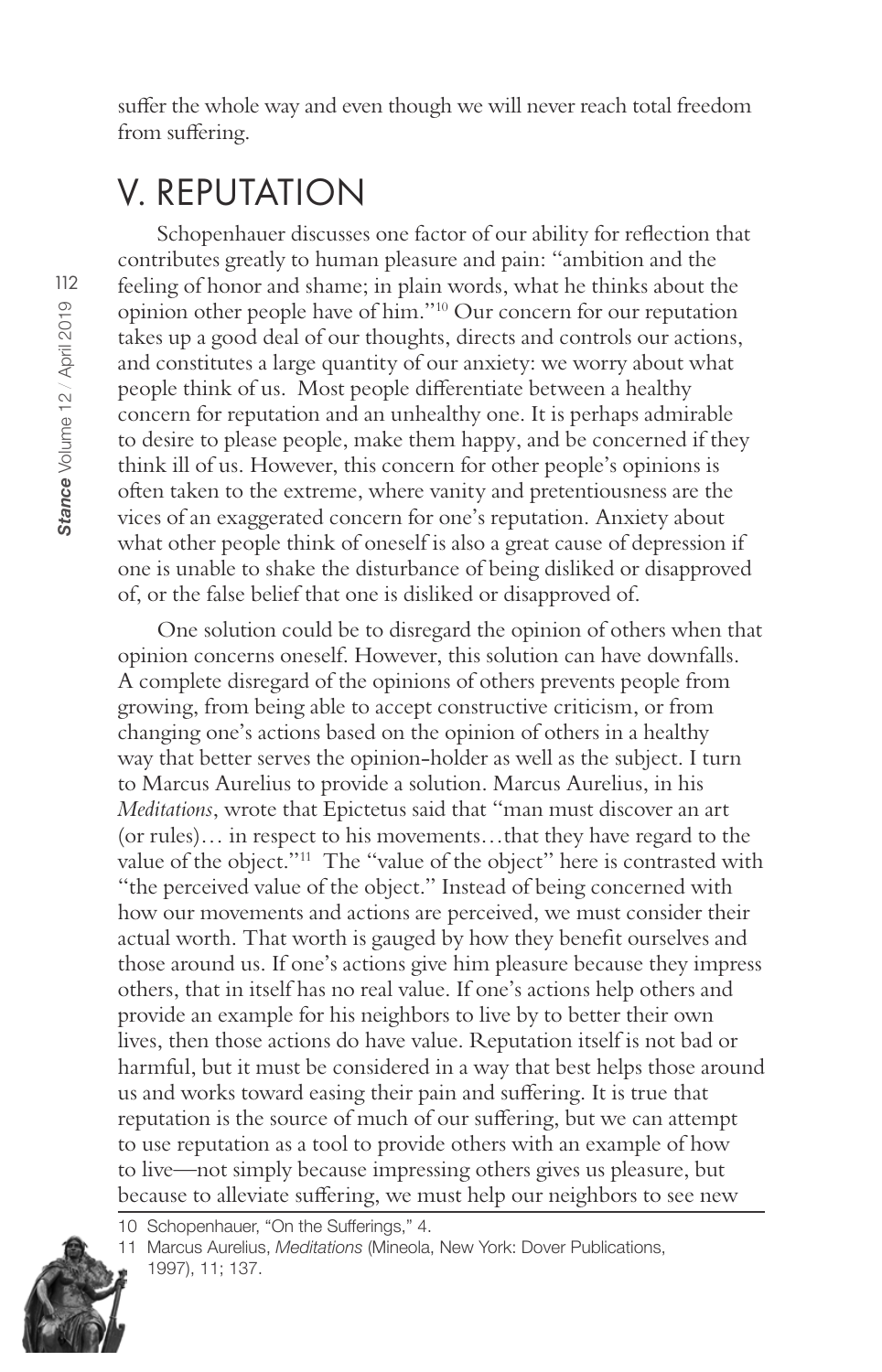suffer the whole way and even though we will never reach total freedom from suffering.

## V. REPUTATION

Schopenhauer discusses one factor of our ability for reflection that contributes greatly to human pleasure and pain: "ambition and the feeling of honor and shame; in plain words, what he thinks about the opinion other people have of him."[10] Our concern for our reputation takes up a good deal of our thoughts, directs and controls our actions, and constitutes a large quantity of our anxiety: we worry about what people think of us. Most people differentiate between a healthy concern for reputation and an unhealthy one. It is perhaps admirable to desire to please people, make them happy, and be concerned if they think ill of us. However, this concern for other people's opinions is often taken to the extreme, where vanity and pretentiousness are the vices of an exaggerated concern for one's reputation. Anxiety about what other people think of oneself is also a great cause of depression if one is unable to shake the disturbance of being disliked or disapproved of, or the false belief that one is disliked or disapproved of.

One solution could be to disregard the opinion of others when that opinion concerns oneself. However, this solution can have downfalls. A complete disregard of the opinions of others prevents people from growing, from being able to accept constructive criticism, or from changing one's actions based on the opinion of others in a healthy way that better serves the opinion-holder as well as the subject. I turn to Marcus Aurelius to provide a solution. Marcus Aurelius, in his *Meditations*, wrote that Epictetus said that "man must discover an art (or rules)… in respect to his movements…that they have regard to the value of the object."[11] The "value of the object" here is contrasted with "the perceived value of the object." Instead of being concerned with how our movements and actions are perceived, we must consider their actual worth. That worth is gauged by how they benefit ourselves and those around us. If one's actions give him pleasure because they impress others, that in itself has no real value. If one's actions help others and provide an example for his neighbors to live by to better their own lives, then those actions do have value. Reputation itself is not bad or harmful, but it must be considered in a way that best helps those around us and works toward easing their pain and suffering. It is true that reputation is the source of much of our suffering, but we can attempt to use reputation as a tool to provide others with an example of how to live—not simply because impressing others gives us pleasure, but because to alleviate suffering, we must help our neighbors to see new

---

10 Schopenhauer, "On the Sufferings," 4.

11 Marcus Aurelius, *Meditations* (Mineola, New York: Dover Publications, 1997), 11; 137.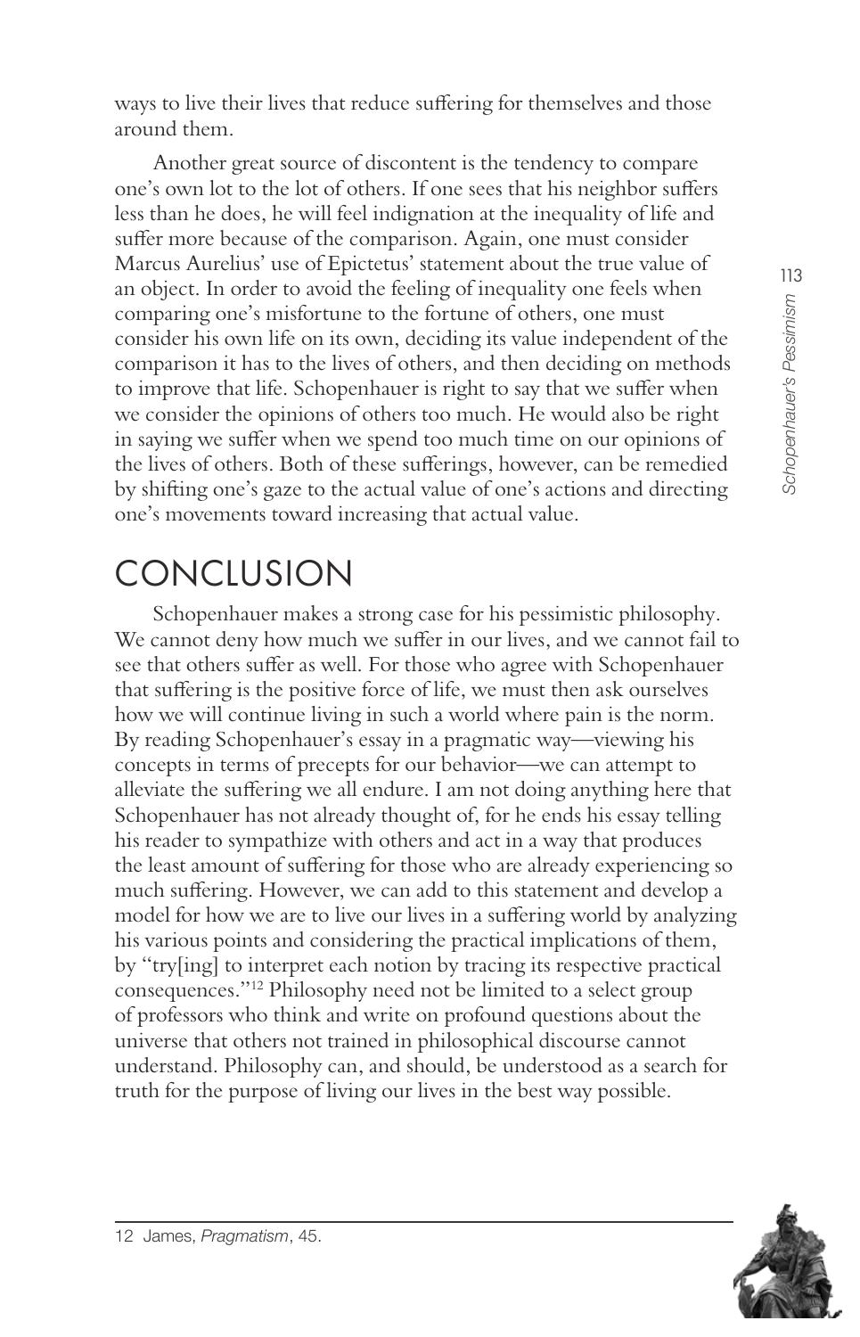ways to live their lives that reduce suffering for themselves and those around them.

Another great source of discontent is the tendency to compare one's own lot to the lot of others. If one sees that his neighbor suffers less than he does, he will feel indignation at the inequality of life and suffer more because of the comparison. Again, one must consider Marcus Aurelius' use of Epictetus' statement about the true value of an object. In order to avoid the feeling of inequality one feels when comparing one's misfortune to the fortune of others, one must consider his own life on its own, deciding its value independent of the comparison it has to the lives of others, and then deciding on methods to improve that life. Schopenhauer is right to say that we suffer when we consider the opinions of others too much. He would also be right in saying we suffer when we spend too much time on our opinions of the lives of others. Both of these sufferings, however, can be remedied by shifting one's gaze to the actual value of one's actions and directing one's movements toward increasing that actual value.

# CONCLUSION

Schopenhauer makes a strong case for his pessimistic philosophy. We cannot deny how much we suffer in our lives, and we cannot fail to see that others suffer as well. For those who agree with Schopenhauer that suffering is the positive force of life, we must then ask ourselves how we will continue living in such a world where pain is the norm. By reading Schopenhauer's essay in a pragmatic way—viewing his concepts in terms of precepts for our behavior—we can attempt to alleviate the suffering we all endure. I am not doing anything here that Schopenhauer has not already thought of, for he ends his essay telling his reader to sympathize with others and act in a way that produces the least amount of suffering for those who are already experiencing so much suffering. However, we can add to this statement and develop a model for how we are to live our lives in a suffering world by analyzing his various points and considering the practical implications of them, by "try[ing] to interpret each notion by tracing its respective practical consequences."[12] Philosophy need not be limited to a select group of professors who think and write on profound questions about the universe that others not trained in philosophical discourse cannot understand. Philosophy can, and should, be understood as a search for truth for the purpose of living our lives in the best way possible.

12 James, *Pragmatism*, 45.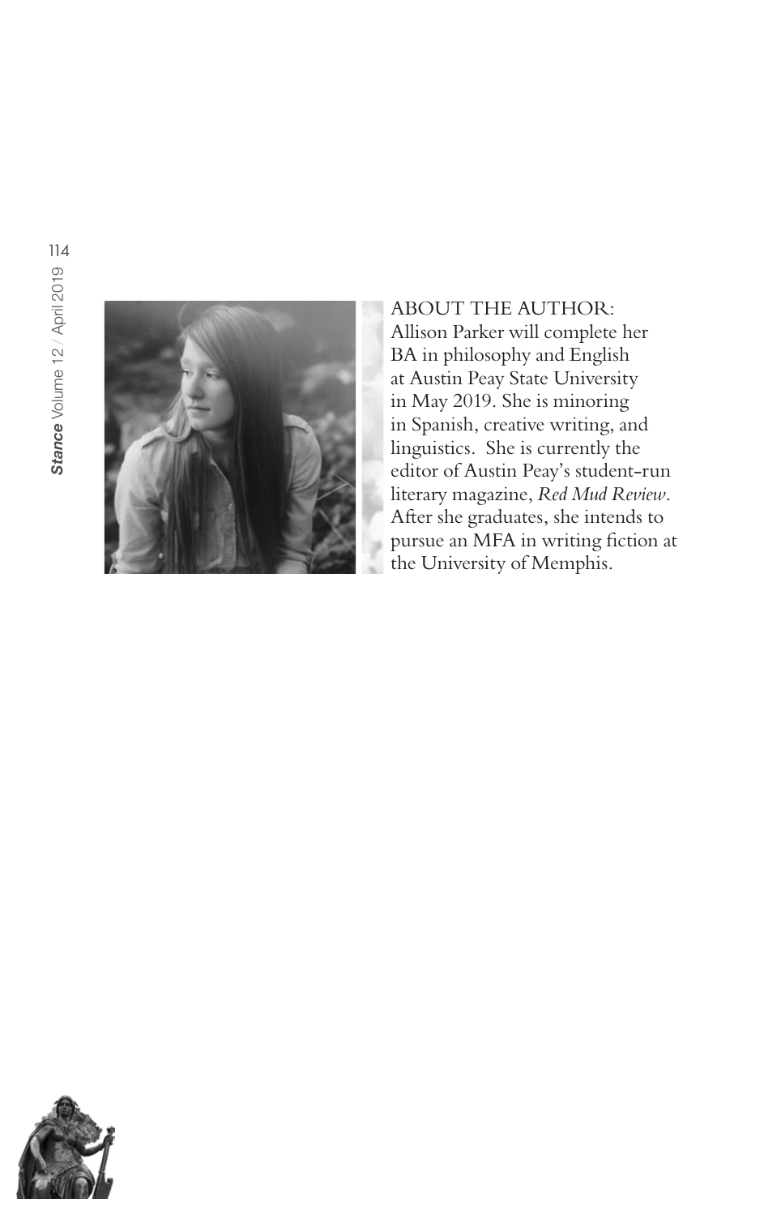ABOUT THE AUTHOR:

Allison Parker will complete her BA in philosophy and English at Austin Peay State University in May 2019. She is minoring in Spanish, creative writing, and linguistics. She is currently the editor of Austin Peay's student-run literary magazine, *Red Mud Review*. After she graduates, she intends to pursue an MFA in writing fiction at the University of Memphis.